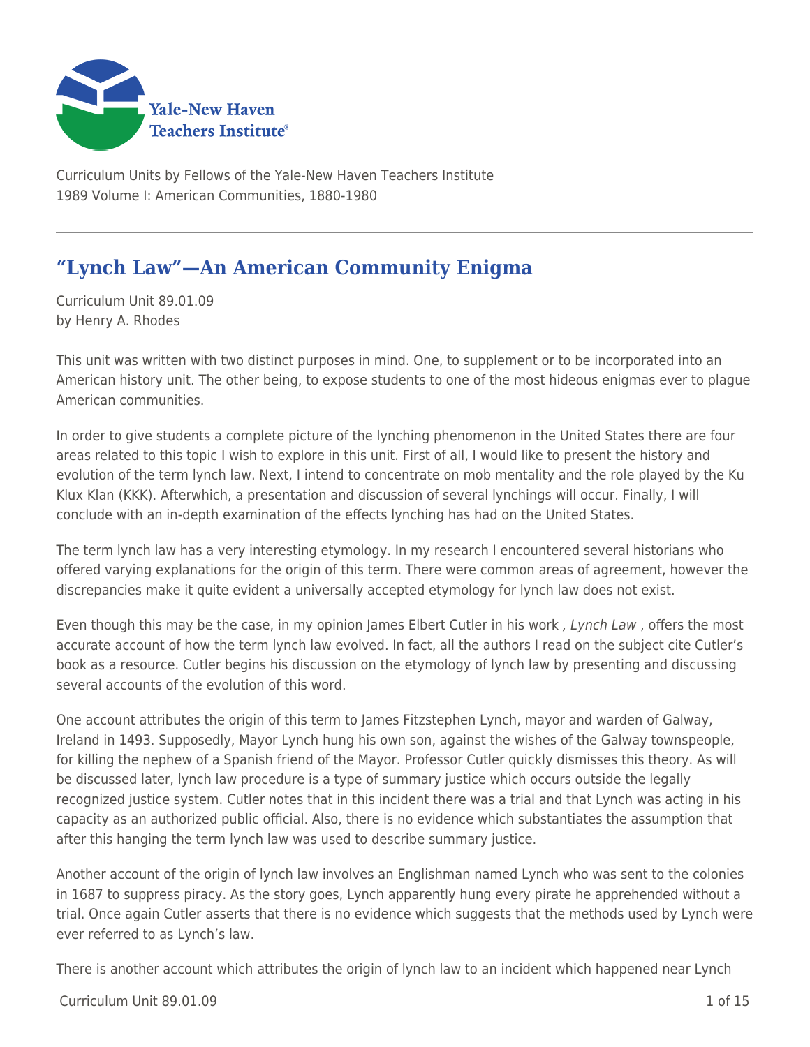Curriculum Units by Fellows of the Yale-New Haven Teachers Institute
1989 Volume I: American Communities, 1880-1980

# "Lynch Law"—An American Community Enigma

Curriculum Unit 89.01.09
by Henry A. Rhodes

This unit was written with two distinct purposes in mind. One, to supplement or to be incorporated into an American history unit. The other being, to expose students to one of the most hideous enigmas ever to plague American communities.

In order to give students a complete picture of the lynching phenomenon in the United States there are four areas related to this topic I wish to explore in this unit. First of all, I would like to present the history and evolution of the term lynch law. Next, I intend to concentrate on mob mentality and the role played by the Ku Klux Klan (KKK). Afterwhich, a presentation and discussion of several lynchings will occur. Finally, I will conclude with an in-depth examination of the effects lynching has had on the United States.

The term lynch law has a very interesting etymology. In my research I encountered several historians who offered varying explanations for the origin of this term. There were common areas of agreement, however the discrepancies make it quite evident a universally accepted etymology for lynch law does not exist.

Even though this may be the case, in my opinion James Elbert Cutler in his work *, Lynch Law* , offers the most accurate account of how the term lynch law evolved. In fact, all the authors I read on the subject cite Cutler's book as a resource. Cutler begins his discussion on the etymology of lynch law by presenting and discussing several accounts of the evolution of this word.

One account attributes the origin of this term to James Fitzstephen Lynch, mayor and warden of Galway, Ireland in 1493. Supposedly, Mayor Lynch hung his own son, against the wishes of the Galway townspeople, for killing the nephew of a Spanish friend of the Mayor. Professor Cutler quickly dismisses this theory. As will be discussed later, lynch law procedure is a type of summary justice which occurs outside the legally recognized justice system. Cutler notes that in this incident there was a trial and that Lynch was acting in his capacity as an authorized public official. Also, there is no evidence which substantiates the assumption that after this hanging the term lynch law was used to describe summary justice.

Another account of the origin of lynch law involves an Englishman named Lynch who was sent to the colonies in 1687 to suppress piracy. As the story goes, Lynch apparently hung every pirate he apprehended without a trial. Once again Cutler asserts that there is no evidence which suggests that the methods used by Lynch were ever referred to as Lynch's law.

There is another account which attributes the origin of lynch law to an incident which happened near Lynch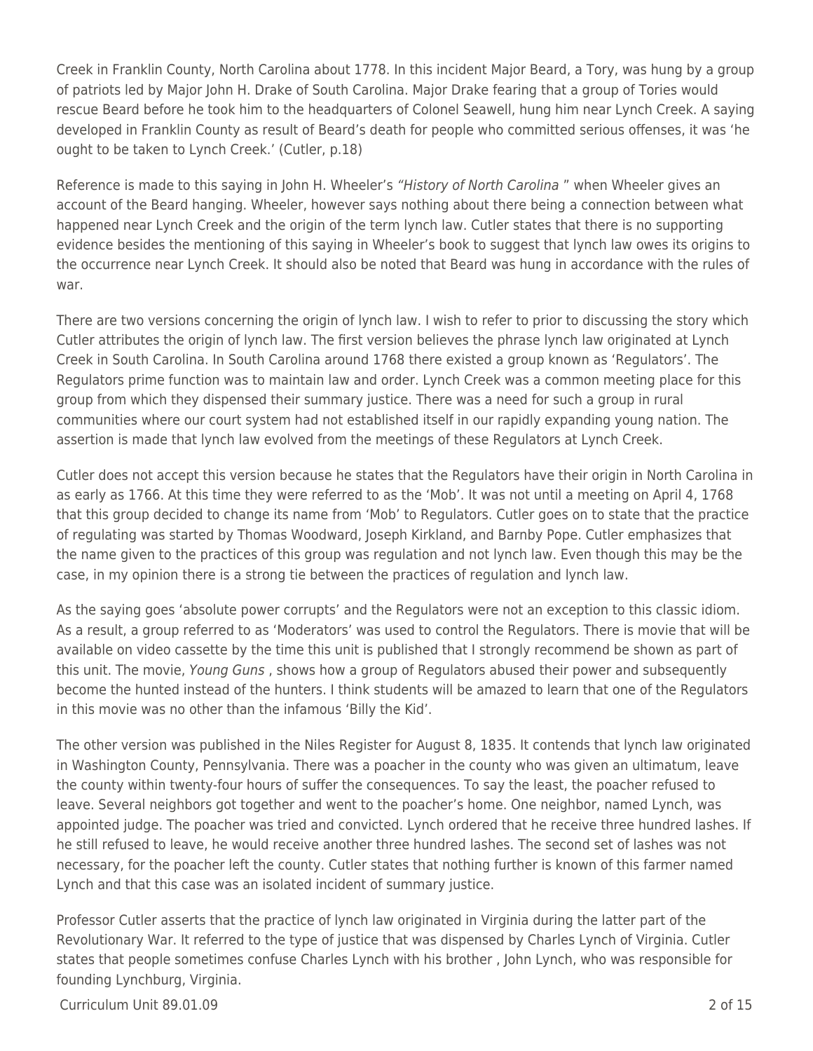Creek in Franklin County, North Carolina about 1778. In this incident Major Beard, a Tory, was hung by a group of patriots led by Major John H. Drake of South Carolina. Major Drake fearing that a group of Tories would rescue Beard before he took him to the headquarters of Colonel Seawell, hung him near Lynch Creek. A saying developed in Franklin County as result of Beard's death for people who committed serious offenses, it was 'he ought to be taken to Lynch Creek.' (Cutler, p.18)

Reference is made to this saying in John H. Wheeler's *"History of North Carolina* " when Wheeler gives an account of the Beard hanging. Wheeler, however says nothing about there being a connection between what happened near Lynch Creek and the origin of the term lynch law. Cutler states that there is no supporting evidence besides the mentioning of this saying in Wheeler's book to suggest that lynch law owes its origins to the occurrence near Lynch Creek. It should also be noted that Beard was hung in accordance with the rules of war.

There are two versions concerning the origin of lynch law. I wish to refer to prior to discussing the story which Cutler attributes the origin of lynch law. The first version believes the phrase lynch law originated at Lynch Creek in South Carolina. In South Carolina around 1768 there existed a group known as 'Regulators'. The Regulators prime function was to maintain law and order. Lynch Creek was a common meeting place for this group from which they dispensed their summary justice. There was a need for such a group in rural communities where our court system had not established itself in our rapidly expanding young nation. The assertion is made that lynch law evolved from the meetings of these Regulators at Lynch Creek.

Cutler does not accept this version because he states that the Regulators have their origin in North Carolina in as early as 1766. At this time they were referred to as the 'Mob'. It was not until a meeting on April 4, 1768 that this group decided to change its name from 'Mob' to Regulators. Cutler goes on to state that the practice of regulating was started by Thomas Woodward, Joseph Kirkland, and Barnby Pope. Cutler emphasizes that the name given to the practices of this group was regulation and not lynch law. Even though this may be the case, in my opinion there is a strong tie between the practices of regulation and lynch law.

As the saying goes 'absolute power corrupts' and the Regulators were not an exception to this classic idiom. As a result, a group referred to as 'Moderators' was used to control the Regulators. There is movie that will be available on video cassette by the time this unit is published that I strongly recommend be shown as part of this unit. The movie, *Young Guns* , shows how a group of Regulators abused their power and subsequently become the hunted instead of the hunters. I think students will be amazed to learn that one of the Regulators in this movie was no other than the infamous 'Billy the Kid'.

The other version was published in the Niles Register for August 8, 1835. It contends that lynch law originated in Washington County, Pennsylvania. There was a poacher in the county who was given an ultimatum, leave the county within twenty-four hours of suffer the consequences. To say the least, the poacher refused to leave. Several neighbors got together and went to the poacher's home. One neighbor, named Lynch, was appointed judge. The poacher was tried and convicted. Lynch ordered that he receive three hundred lashes. If he still refused to leave, he would receive another three hundred lashes. The second set of lashes was not necessary, for the poacher left the county. Cutler states that nothing further is known of this farmer named Lynch and that this case was an isolated incident of summary justice.

Professor Cutler asserts that the practice of lynch law originated in Virginia during the latter part of the Revolutionary War. It referred to the type of justice that was dispensed by Charles Lynch of Virginia. Cutler states that people sometimes confuse Charles Lynch with his brother , John Lynch, who was responsible for founding Lynchburg, Virginia.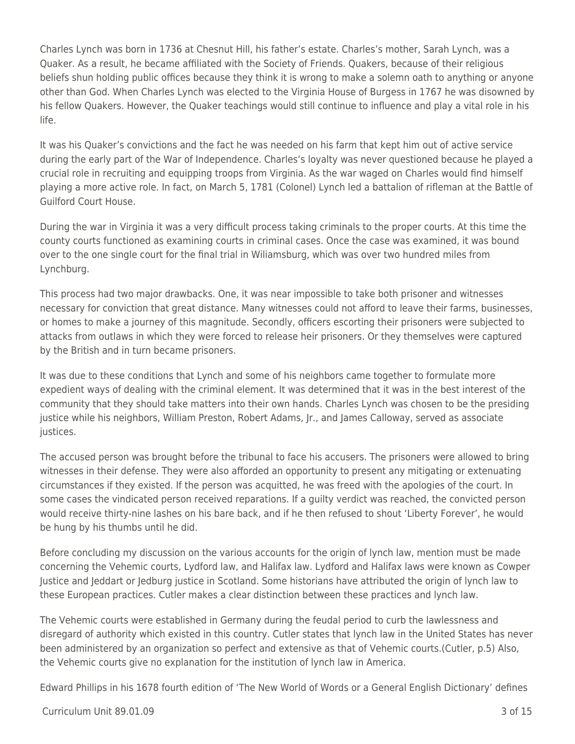Charles Lynch was born in 1736 at Chesnut Hill, his father's estate. Charles's mother, Sarah Lynch, was a Quaker. As a result, he became affiliated with the Society of Friends. Quakers, because of their religious beliefs shun holding public offices because they think it is wrong to make a solemn oath to anything or anyone other than God. When Charles Lynch was elected to the Virginia House of Burgess in 1767 he was disowned by his fellow Quakers. However, the Quaker teachings would still continue to influence and play a vital role in his life.

It was his Quaker's convictions and the fact he was needed on his farm that kept him out of active service during the early part of the War of Independence. Charles's loyalty was never questioned because he played a crucial role in recruiting and equipping troops from Virginia. As the war waged on Charles would find himself playing a more active role. In fact, on March 5, 1781 (Colonel) Lynch led a battalion of rifleman at the Battle of Guilford Court House.

During the war in Virginia it was a very difficult process taking criminals to the proper courts. At this time the county courts functioned as examining courts in criminal cases. Once the case was examined, it was bound over to the one single court for the final trial in Wiliamsburg, which was over two hundred miles from Lynchburg.

This process had two major drawbacks. One, it was near impossible to take both prisoner and witnesses necessary for conviction that great distance. Many witnesses could not afford to leave their farms, businesses, or homes to make a journey of this magnitude. Secondly, officers escorting their prisoners were subjected to attacks from outlaws in which they were forced to release heir prisoners. Or they themselves were captured by the British and in turn became prisoners.

It was due to these conditions that Lynch and some of his neighbors came together to formulate more expedient ways of dealing with the criminal element. It was determined that it was in the best interest of the community that they should take matters into their own hands. Charles Lynch was chosen to be the presiding justice while his neighbors, William Preston, Robert Adams, Jr., and James Calloway, served as associate justices.

The accused person was brought before the tribunal to face his accusers. The prisoners were allowed to bring witnesses in their defense. They were also afforded an opportunity to present any mitigating or extenuating circumstances if they existed. If the person was acquitted, he was freed with the apologies of the court. In some cases the vindicated person received reparations. If a guilty verdict was reached, the convicted person would receive thirty-nine lashes on his bare back, and if he then refused to shout 'Liberty Forever', he would be hung by his thumbs until he did.

Before concluding my discussion on the various accounts for the origin of lynch law, mention must be made concerning the Vehemic courts, Lydford law, and Halifax law. Lydford and Halifax laws were known as Cowper Justice and Jeddart or Jedburg justice in Scotland. Some historians have attributed the origin of lynch law to these European practices. Cutler makes a clear distinction between these practices and lynch law.

The Vehemic courts were established in Germany during the feudal period to curb the lawlessness and disregard of authority which existed in this country. Cutler states that lynch law in the United States has never been administered by an organization so perfect and extensive as that of Vehemic courts.(Cutler, p.5) Also, the Vehemic courts give no explanation for the institution of lynch law in America.

Edward Phillips in his 1678 fourth edition of 'The New World of Words or a General English Dictionary' defines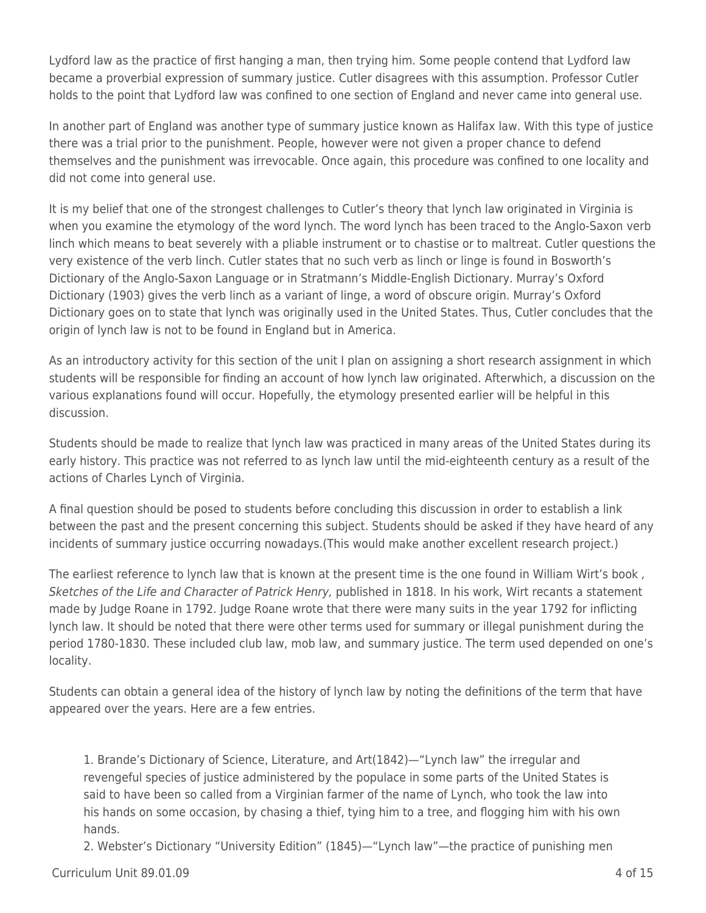Lydford law as the practice of first hanging a man, then trying him. Some people contend that Lydford law became a proverbial expression of summary justice. Cutler disagrees with this assumption. Professor Cutler holds to the point that Lydford law was confined to one section of England and never came into general use.

In another part of England was another type of summary justice known as Halifax law. With this type of justice there was a trial prior to the punishment. People, however were not given a proper chance to defend themselves and the punishment was irrevocable. Once again, this procedure was confined to one locality and did not come into general use.

It is my belief that one of the strongest challenges to Cutler's theory that lynch law originated in Virginia is when you examine the etymology of the word lynch. The word lynch has been traced to the Anglo-Saxon verb linch which means to beat severely with a pliable instrument or to chastise or to maltreat. Cutler questions the very existence of the verb linch. Cutler states that no such verb as linch or linge is found in Bosworth's Dictionary of the Anglo-Saxon Language or in Stratmann's Middle-English Dictionary. Murray's Oxford Dictionary (1903) gives the verb linch as a variant of linge, a word of obscure origin. Murray's Oxford Dictionary goes on to state that lynch was originally used in the United States. Thus, Cutler concludes that the origin of lynch law is not to be found in England but in America.

As an introductory activity for this section of the unit I plan on assigning a short research assignment in which students will be responsible for finding an account of how lynch law originated. Afterwhich, a discussion on the various explanations found will occur. Hopefully, the etymology presented earlier will be helpful in this discussion.

Students should be made to realize that lynch law was practiced in many areas of the United States during its early history. This practice was not referred to as lynch law until the mid-eighteenth century as a result of the actions of Charles Lynch of Virginia.

A final question should be posed to students before concluding this discussion in order to establish a link between the past and the present concerning this subject. Students should be asked if they have heard of any incidents of summary justice occurring nowadays.(This would make another excellent research project.)

The earliest reference to lynch law that is known at the present time is the one found in William Wirt's book , *Sketches of the Life and Character of Patrick Henry,* published in 1818. In his work, Wirt recants a statement made by Judge Roane in 1792. Judge Roane wrote that there were many suits in the year 1792 for inflicting lynch law. It should be noted that there were other terms used for summary or illegal punishment during the period 1780-1830. These included club law, mob law, and summary justice. The term used depended on one's locality.

Students can obtain a general idea of the history of lynch law by noting the definitions of the term that have appeared over the years. Here are a few entries.

1. Brande's Dictionary of Science, Literature, and Art(1842)—"Lynch law" the irregular and revengeful species of justice administered by the populace in some parts of the United States is said to have been so called from a Virginian farmer of the name of Lynch, who took the law into his hands on some occasion, by chasing a thief, tying him to a tree, and flogging him with his own hands.
2. Webster's Dictionary "University Edition" (1845)—"Lynch law"—the practice of punishing men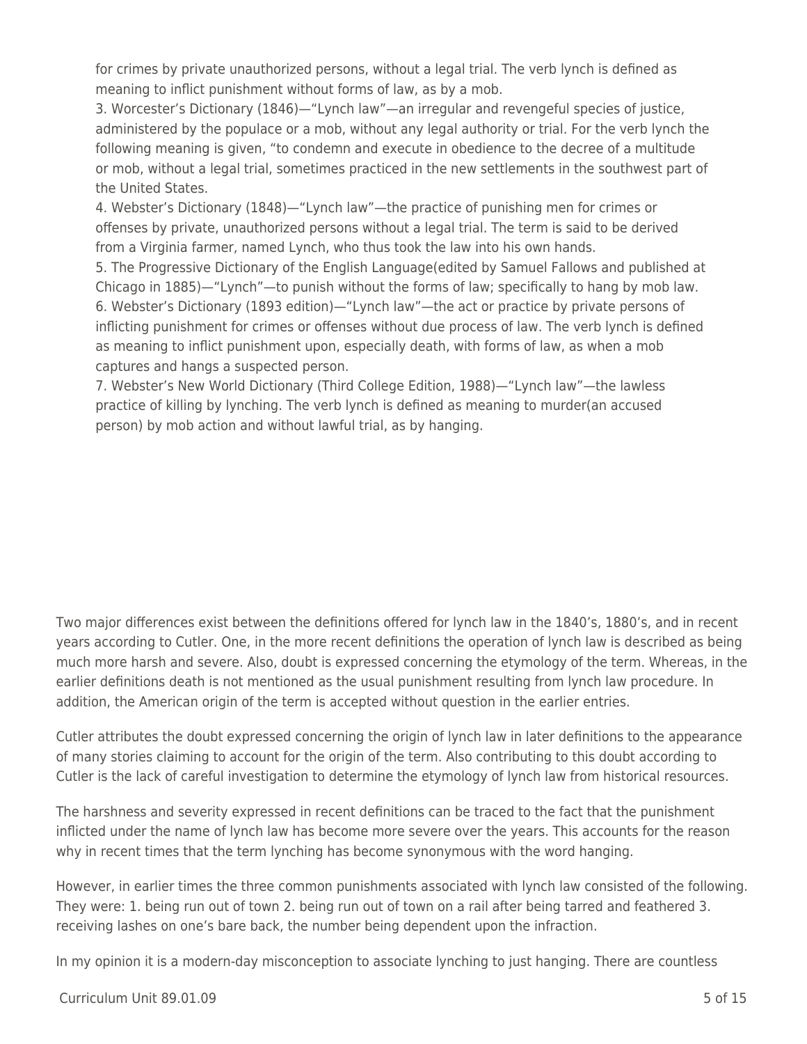for crimes by private unauthorized persons, without a legal trial. The verb lynch is defined as meaning to inflict punishment without forms of law, as by a mob.
3. Worcester's Dictionary (1846)—"Lynch law"—an irregular and revengeful species of justice, administered by the populace or a mob, without any legal authority or trial. For the verb lynch the following meaning is given, "to condemn and execute in obedience to the decree of a multitude or mob, without a legal trial, sometimes practiced in the new settlements in the southwest part of the United States.
4. Webster's Dictionary (1848)—"Lynch law"—the practice of punishing men for crimes or offenses by private, unauthorized persons without a legal trial. The term is said to be derived from a Virginia farmer, named Lynch, who thus took the law into his own hands.
5. The Progressive Dictionary of the English Language(edited by Samuel Fallows and published at Chicago in 1885)—"Lynch"—to punish without the forms of law; specifically to hang by mob law.
6. Webster's Dictionary (1893 edition)—"Lynch law"—the act or practice by private persons of inflicting punishment for crimes or offenses without due process of law. The verb lynch is defined as meaning to inflict punishment upon, especially death, with forms of law, as when a mob captures and hangs a suspected person.
7. Webster's New World Dictionary (Third College Edition, 1988)—"Lynch law"—the lawless practice of killing by lynching. The verb lynch is defined as meaning to murder(an accused person) by mob action and without lawful trial, as by hanging.

Two major differences exist between the definitions offered for lynch law in the 1840's, 1880's, and in recent years according to Cutler. One, in the more recent definitions the operation of lynch law is described as being much more harsh and severe. Also, doubt is expressed concerning the etymology of the term. Whereas, in the earlier definitions death is not mentioned as the usual punishment resulting from lynch law procedure. In addition, the American origin of the term is accepted without question in the earlier entries.

Cutler attributes the doubt expressed concerning the origin of lynch law in later definitions to the appearance of many stories claiming to account for the origin of the term. Also contributing to this doubt according to Cutler is the lack of careful investigation to determine the etymology of lynch law from historical resources.

The harshness and severity expressed in recent definitions can be traced to the fact that the punishment inflicted under the name of lynch law has become more severe over the years. This accounts for the reason why in recent times that the term lynching has become synonymous with the word hanging.

However, in earlier times the three common punishments associated with lynch law consisted of the following. They were: 1. being run out of town 2. being run out of town on a rail after being tarred and feathered 3. receiving lashes on one's bare back, the number being dependent upon the infraction.

In my opinion it is a modern-day misconception to associate lynching to just hanging. There are countless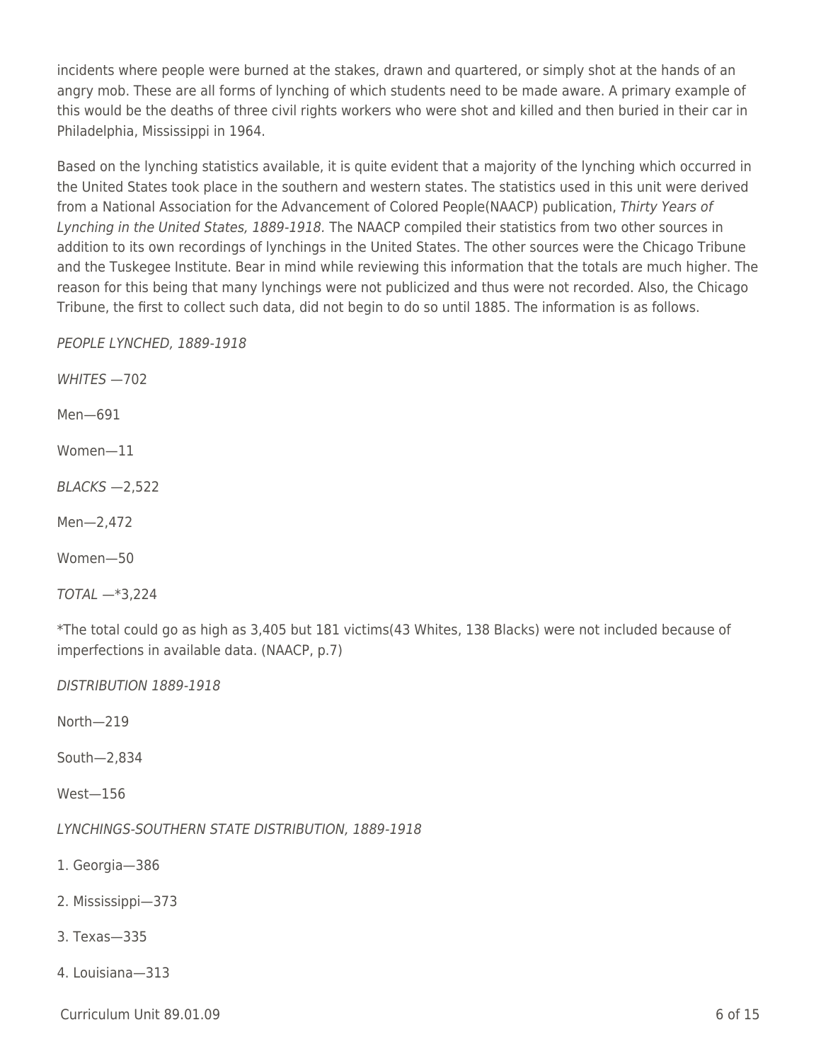incidents where people were burned at the stakes, drawn and quartered, or simply shot at the hands of an angry mob. These are all forms of lynching of which students need to be made aware. A primary example of this would be the deaths of three civil rights workers who were shot and killed and then buried in their car in Philadelphia, Mississippi in 1964.

Based on the lynching statistics available, it is quite evident that a majority of the lynching which occurred in the United States took place in the southern and western states. The statistics used in this unit were derived from a National Association for the Advancement of Colored People(NAACP) publication, *Thirty Years of Lynching in the United States, 1889-1918.* The NAACP compiled their statistics from two other sources in addition to its own recordings of lynchings in the United States. The other sources were the Chicago Tribune and the Tuskegee Institute. Bear in mind while reviewing this information that the totals are much higher. The reason for this being that many lynchings were not publicized and thus were not recorded. Also, the Chicago Tribune, the first to collect such data, did not begin to do so until 1885. The information is as follows.

*PEOPLE LYNCHED, 1889-1918*

*WHITES* —702

Men—691

Women—11

*BLACKS* —2,522

Men—2,472

Women—50

*TOTAL* —*3,224

*The total could go as high as 3,405 but 181 victims(43 Whites, 138 Blacks) were not included because of imperfections in available data. (NAACP, p.7)

*DISTRIBUTION 1889-1918*

North—219

South—2,834

West—156

*LYNCHINGS-SOUTHERN STATE DISTRIBUTION, 1889-1918*

1. Georgia—386

2. Mississippi—373

3. Texas—335

4. Louisiana—313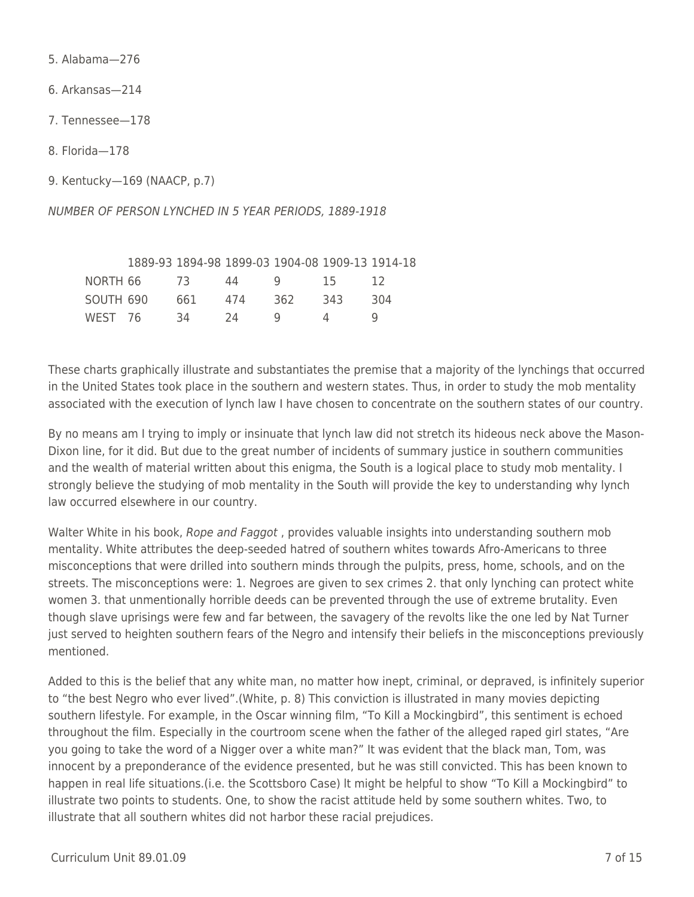5. Alabama—276

6. Arkansas—214

7. Tennessee—178

8. Florida—178

9. Kentucky—169 (NAACP, p.7)

*NUMBER OF PERSON LYNCHED IN 5 YEAR PERIODS, 1889-1918*

| | 1889-93 | 1894-98 | 1899-03 | 1904-08 | 1909-13 | 1914-18 |
|---|---|---|---|---|---|---|
| NORTH | 66 | 73 | 44 | 9 | 15 | 12 |
| SOUTH | 690 | 661 | 474 | 362 | 343 | 304 |
| WEST | 76 | 34 | 24 | 9 | 4 | 9 |

These charts graphically illustrate and substantiates the premise that a majority of the lynchings that occurred in the United States took place in the southern and western states. Thus, in order to study the mob mentality associated with the execution of lynch law I have chosen to concentrate on the southern states of our country.

By no means am I trying to imply or insinuate that lynch law did not stretch its hideous neck above the Mason-Dixon line, for it did. But due to the great number of incidents of summary justice in southern communities and the wealth of material written about this enigma, the South is a logical place to study mob mentality. I strongly believe the studying of mob mentality in the South will provide the key to understanding why lynch law occurred elsewhere in our country.

Walter White in his book, *Rope and Faggot* , provides valuable insights into understanding southern mob mentality. White attributes the deep-seeded hatred of southern whites towards Afro-Americans to three misconceptions that were drilled into southern minds through the pulpits, press, home, schools, and on the streets. The misconceptions were: 1. Negroes are given to sex crimes 2. that only lynching can protect white women 3. that unmentionally horrible deeds can be prevented through the use of extreme brutality. Even though slave uprisings were few and far between, the savagery of the revolts like the one led by Nat Turner just served to heighten southern fears of the Negro and intensify their beliefs in the misconceptions previously mentioned.

Added to this is the belief that any white man, no matter how inept, criminal, or depraved, is infinitely superior to "the best Negro who ever lived".(White, p. 8) This conviction is illustrated in many movies depicting southern lifestyle. For example, in the Oscar winning film, "To Kill a Mockingbird", this sentiment is echoed throughout the film. Especially in the courtroom scene when the father of the alleged raped girl states, "Are you going to take the word of a Nigger over a white man?" It was evident that the black man, Tom, was innocent by a preponderance of the evidence presented, but he was still convicted. This has been known to happen in real life situations.(i.e. the Scottsboro Case) It might be helpful to show "To Kill a Mockingbird" to illustrate two points to students. One, to show the racist attitude held by some southern whites. Two, to illustrate that all southern whites did not harbor these racial prejudices.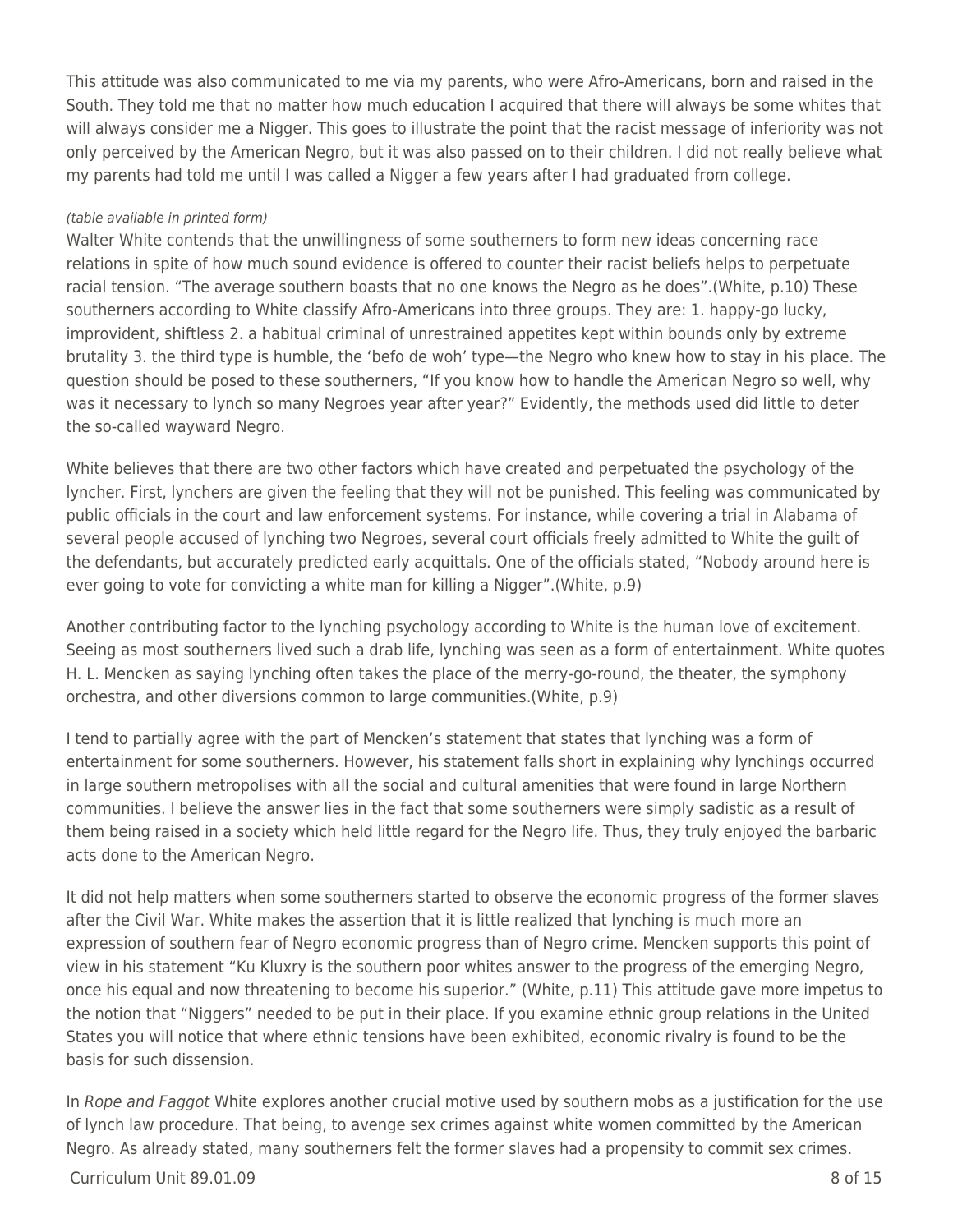This attitude was also communicated to me via my parents, who were Afro-Americans, born and raised in the South. They told me that no matter how much education I acquired that there will always be some whites that will always consider me a Nigger. This goes to illustrate the point that the racist message of inferiority was not only perceived by the American Negro, but it was also passed on to their children. I did not really believe what my parents had told me until I was called a Nigger a few years after I had graduated from college.

*(table available in printed form)*

Walter White contends that the unwillingness of some southerners to form new ideas concerning race relations in spite of how much sound evidence is offered to counter their racist beliefs helps to perpetuate racial tension. "The average southern boasts that no one knows the Negro as he does".(White, p.10) These southerners according to White classify Afro-Americans into three groups. They are: 1. happy-go lucky, improvident, shiftless 2. a habitual criminal of unrestrained appetites kept within bounds only by extreme brutality 3. the third type is humble, the 'befo de woh' type—the Negro who knew how to stay in his place. The question should be posed to these southerners, "If you know how to handle the American Negro so well, why was it necessary to lynch so many Negroes year after year?" Evidently, the methods used did little to deter the so-called wayward Negro.

White believes that there are two other factors which have created and perpetuated the psychology of the lyncher. First, lynchers are given the feeling that they will not be punished. This feeling was communicated by public officials in the court and law enforcement systems. For instance, while covering a trial in Alabama of several people accused of lynching two Negroes, several court officials freely admitted to White the guilt of the defendants, but accurately predicted early acquittals. One of the officials stated, "Nobody around here is ever going to vote for convicting a white man for killing a Nigger".(White, p.9)

Another contributing factor to the lynching psychology according to White is the human love of excitement. Seeing as most southerners lived such a drab life, lynching was seen as a form of entertainment. White quotes H. L. Mencken as saying lynching often takes the place of the merry-go-round, the theater, the symphony orchestra, and other diversions common to large communities.(White, p.9)

I tend to partially agree with the part of Mencken's statement that states that lynching was a form of entertainment for some southerners. However, his statement falls short in explaining why lynchings occurred in large southern metropolises with all the social and cultural amenities that were found in large Northern communities. I believe the answer lies in the fact that some southerners were simply sadistic as a result of them being raised in a society which held little regard for the Negro life. Thus, they truly enjoyed the barbaric acts done to the American Negro.

It did not help matters when some southerners started to observe the economic progress of the former slaves after the Civil War. White makes the assertion that it is little realized that lynching is much more an expression of southern fear of Negro economic progress than of Negro crime. Mencken supports this point of view in his statement "Ku Kluxry is the southern poor whites answer to the progress of the emerging Negro, once his equal and now threatening to become his superior." (White, p.11) This attitude gave more impetus to the notion that "Niggers" needed to be put in their place. If you examine ethnic group relations in the United States you will notice that where ethnic tensions have been exhibited, economic rivalry is found to be the basis for such dissension.

In *Rope and Faggot* White explores another crucial motive used by southern mobs as a justification for the use of lynch law procedure. That being, to avenge sex crimes against white women committed by the American Negro. As already stated, many southerners felt the former slaves had a propensity to commit sex crimes.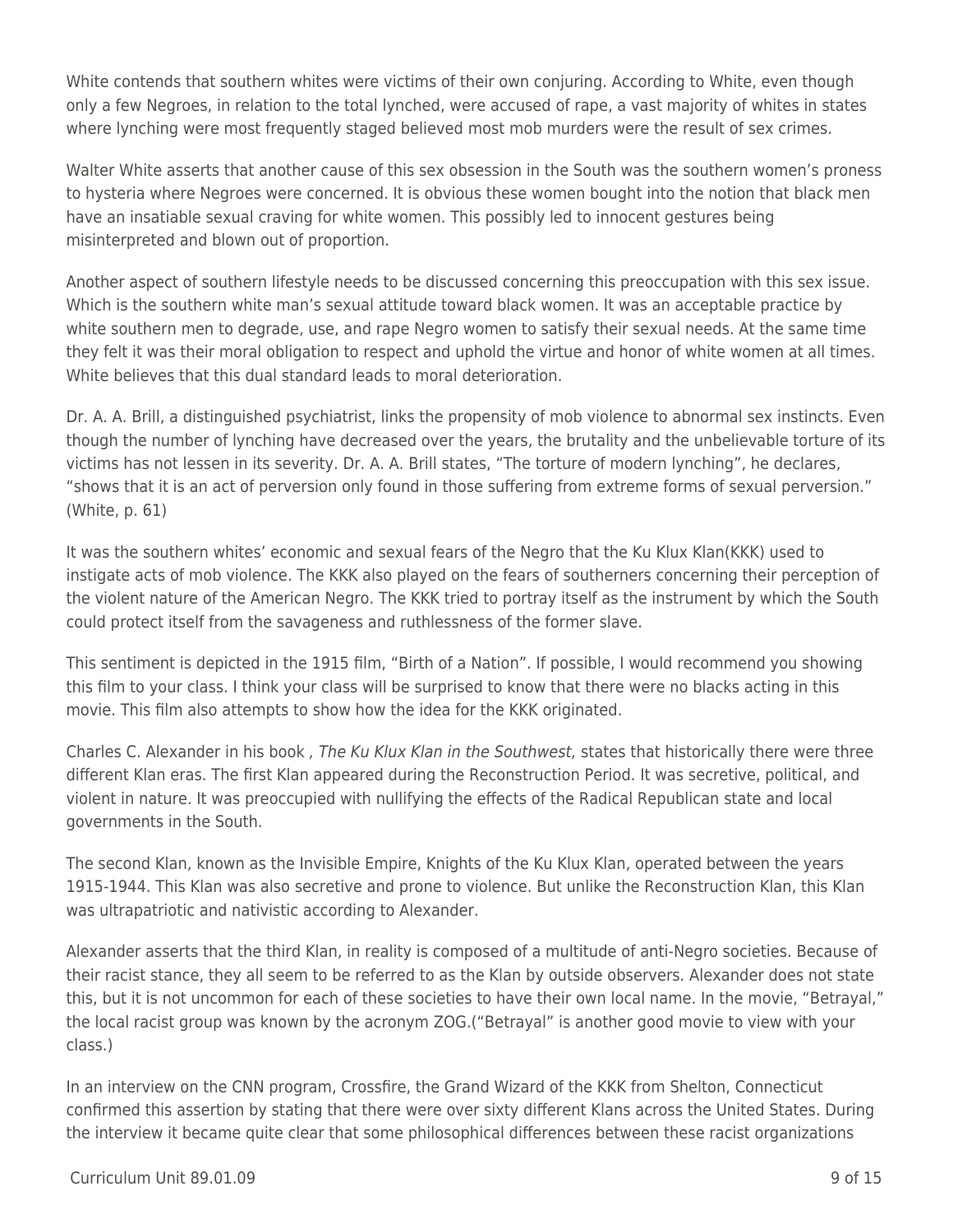White contends that southern whites were victims of their own conjuring. According to White, even though only a few Negroes, in relation to the total lynched, were accused of rape, a vast majority of whites in states where lynching were most frequently staged believed most mob murders were the result of sex crimes.

Walter White asserts that another cause of this sex obsession in the South was the southern women's proness to hysteria where Negroes were concerned. It is obvious these women bought into the notion that black men have an insatiable sexual craving for white women. This possibly led to innocent gestures being misinterpreted and blown out of proportion.

Another aspect of southern lifestyle needs to be discussed concerning this preoccupation with this sex issue. Which is the southern white man's sexual attitude toward black women. It was an acceptable practice by white southern men to degrade, use, and rape Negro women to satisfy their sexual needs. At the same time they felt it was their moral obligation to respect and uphold the virtue and honor of white women at all times. White believes that this dual standard leads to moral deterioration.

Dr. A. A. Brill, a distinguished psychiatrist, links the propensity of mob violence to abnormal sex instincts. Even though the number of lynching have decreased over the years, the brutality and the unbelievable torture of its victims has not lessen in its severity. Dr. A. A. Brill states, "The torture of modern lynching", he declares, "shows that it is an act of perversion only found in those suffering from extreme forms of sexual perversion." (White, p. 61)

It was the southern whites' economic and sexual fears of the Negro that the Ku Klux Klan(KKK) used to instigate acts of mob violence. The KKK also played on the fears of southerners concerning their perception of the violent nature of the American Negro. The KKK tried to portray itself as the instrument by which the South could protect itself from the savageness and ruthlessness of the former slave.

This sentiment is depicted in the 1915 film, "Birth of a Nation". If possible, I would recommend you showing this film to your class. I think your class will be surprised to know that there were no blacks acting in this movie. This film also attempts to show how the idea for the KKK originated.

Charles C. Alexander in his book *, The Ku Klux Klan in the Southwest,* states that historically there were three different Klan eras. The first Klan appeared during the Reconstruction Period. It was secretive, political, and violent in nature. It was preoccupied with nullifying the effects of the Radical Republican state and local governments in the South.

The second Klan, known as the Invisible Empire, Knights of the Ku Klux Klan, operated between the years 1915-1944. This Klan was also secretive and prone to violence. But unlike the Reconstruction Klan, this Klan was ultrapatriotic and nativistic according to Alexander.

Alexander asserts that the third Klan, in reality is composed of a multitude of anti-Negro societies. Because of their racist stance, they all seem to be referred to as the Klan by outside observers. Alexander does not state this, but it is not uncommon for each of these societies to have their own local name. In the movie, "Betrayal," the local racist group was known by the acronym ZOG.("Betrayal" is another good movie to view with your class.)

In an interview on the CNN program, Crossfire, the Grand Wizard of the KKK from Shelton, Connecticut confirmed this assertion by stating that there were over sixty different Klans across the United States. During the interview it became quite clear that some philosophical differences between these racist organizations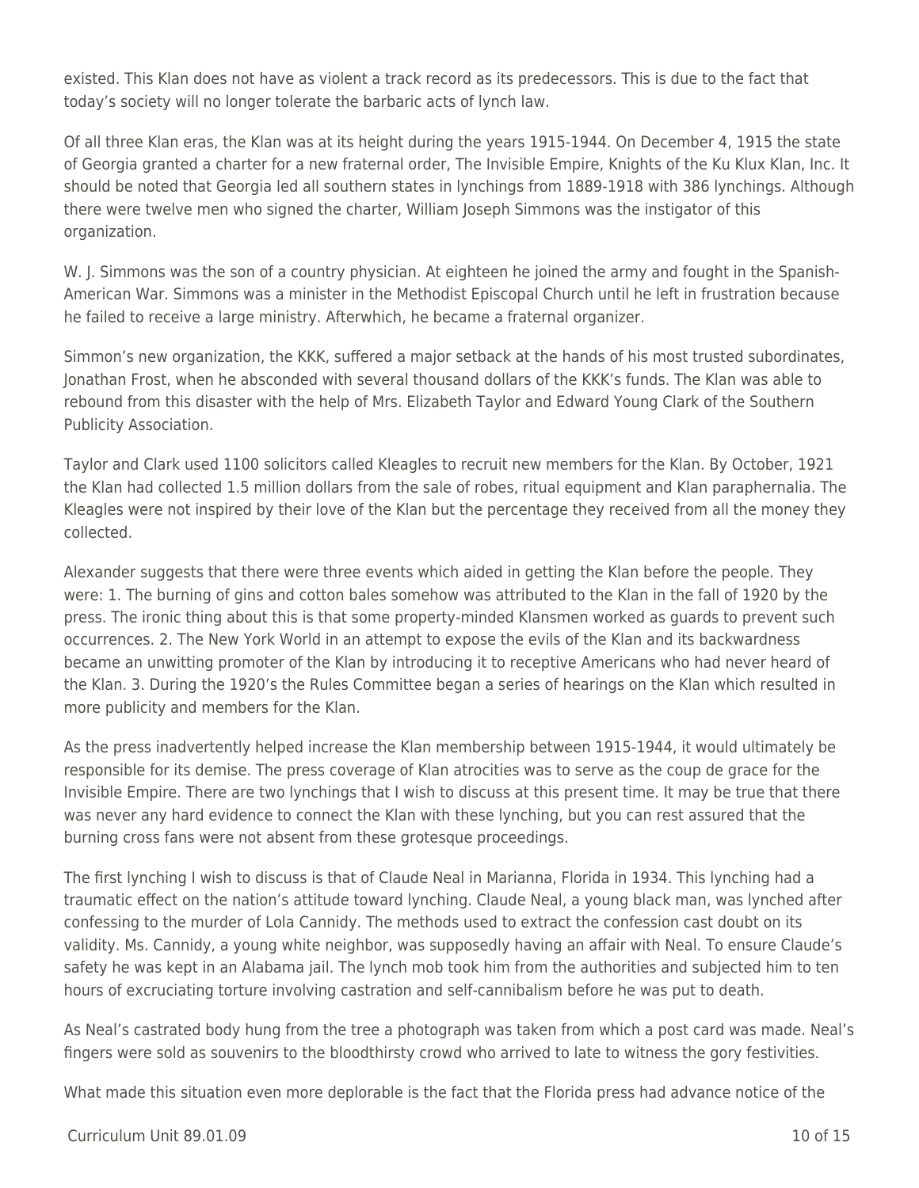existed. This Klan does not have as violent a track record as its predecessors. This is due to the fact that today's society will no longer tolerate the barbaric acts of lynch law.

Of all three Klan eras, the Klan was at its height during the years 1915-1944. On December 4, 1915 the state of Georgia granted a charter for a new fraternal order, The Invisible Empire, Knights of the Ku Klux Klan, Inc. It should be noted that Georgia led all southern states in lynchings from 1889-1918 with 386 lynchings. Although there were twelve men who signed the charter, William Joseph Simmons was the instigator of this organization.

W. J. Simmons was the son of a country physician. At eighteen he joined the army and fought in the Spanish-American War. Simmons was a minister in the Methodist Episcopal Church until he left in frustration because he failed to receive a large ministry. Afterwhich, he became a fraternal organizer.

Simmon's new organization, the KKK, suffered a major setback at the hands of his most trusted subordinates, Jonathan Frost, when he absconded with several thousand dollars of the KKK's funds. The Klan was able to rebound from this disaster with the help of Mrs. Elizabeth Taylor and Edward Young Clark of the Southern Publicity Association.

Taylor and Clark used 1100 solicitors called Kleagles to recruit new members for the Klan. By October, 1921 the Klan had collected 1.5 million dollars from the sale of robes, ritual equipment and Klan paraphernalia. The Kleagles were not inspired by their love of the Klan but the percentage they received from all the money they collected.

Alexander suggests that there were three events which aided in getting the Klan before the people. They were: 1. The burning of gins and cotton bales somehow was attributed to the Klan in the fall of 1920 by the press. The ironic thing about this is that some property-minded Klansmen worked as guards to prevent such occurrences. 2. The New York World in an attempt to expose the evils of the Klan and its backwardness became an unwitting promoter of the Klan by introducing it to receptive Americans who had never heard of the Klan. 3. During the 1920's the Rules Committee began a series of hearings on the Klan which resulted in more publicity and members for the Klan.

As the press inadvertently helped increase the Klan membership between 1915-1944, it would ultimately be responsible for its demise. The press coverage of Klan atrocities was to serve as the coup de grace for the Invisible Empire. There are two lynchings that I wish to discuss at this present time. It may be true that there was never any hard evidence to connect the Klan with these lynching, but you can rest assured that the burning cross fans were not absent from these grotesque proceedings.

The first lynching I wish to discuss is that of Claude Neal in Marianna, Florida in 1934. This lynching had a traumatic effect on the nation's attitude toward lynching. Claude Neal, a young black man, was lynched after confessing to the murder of Lola Cannidy. The methods used to extract the confession cast doubt on its validity. Ms. Cannidy, a young white neighbor, was supposedly having an affair with Neal. To ensure Claude's safety he was kept in an Alabama jail. The lynch mob took him from the authorities and subjected him to ten hours of excruciating torture involving castration and self-cannibalism before he was put to death.

As Neal's castrated body hung from the tree a photograph was taken from which a post card was made. Neal's fingers were sold as souvenirs to the bloodthirsty crowd who arrived to late to witness the gory festivities.

What made this situation even more deplorable is the fact that the Florida press had advance notice of the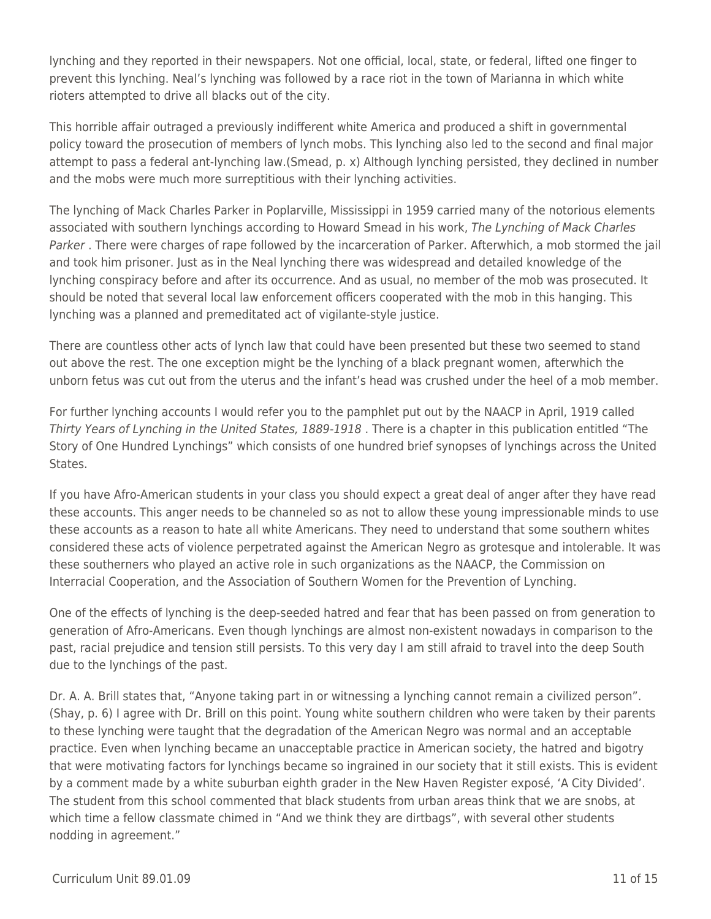lynching and they reported in their newspapers. Not one official, local, state, or federal, lifted one finger to prevent this lynching. Neal's lynching was followed by a race riot in the town of Marianna in which white rioters attempted to drive all blacks out of the city.

This horrible affair outraged a previously indifferent white America and produced a shift in governmental policy toward the prosecution of members of lynch mobs. This lynching also led to the second and final major attempt to pass a federal ant-lynching law.(Smead, p. x) Although lynching persisted, they declined in number and the mobs were much more surreptitious with their lynching activities.

The lynching of Mack Charles Parker in Poplarville, Mississippi in 1959 carried many of the notorious elements associated with southern lynchings according to Howard Smead in his work, *The Lynching of Mack Charles Parker* . There were charges of rape followed by the incarceration of Parker. Afterwhich, a mob stormed the jail and took him prisoner. Just as in the Neal lynching there was widespread and detailed knowledge of the lynching conspiracy before and after its occurrence. And as usual, no member of the mob was prosecuted. It should be noted that several local law enforcement officers cooperated with the mob in this hanging. This lynching was a planned and premeditated act of vigilante-style justice.

There are countless other acts of lynch law that could have been presented but these two seemed to stand out above the rest. The one exception might be the lynching of a black pregnant women, afterwhich the unborn fetus was cut out from the uterus and the infant's head was crushed under the heel of a mob member.

For further lynching accounts I would refer you to the pamphlet put out by the NAACP in April, 1919 called *Thirty Years of Lynching in the United States, 1889-1918* . There is a chapter in this publication entitled "The Story of One Hundred Lynchings" which consists of one hundred brief synopses of lynchings across the United States.

If you have Afro-American students in your class you should expect a great deal of anger after they have read these accounts. This anger needs to be channeled so as not to allow these young impressionable minds to use these accounts as a reason to hate all white Americans. They need to understand that some southern whites considered these acts of violence perpetrated against the American Negro as grotesque and intolerable. It was these southerners who played an active role in such organizations as the NAACP, the Commission on Interracial Cooperation, and the Association of Southern Women for the Prevention of Lynching.

One of the effects of lynching is the deep-seeded hatred and fear that has been passed on from generation to generation of Afro-Americans. Even though lynchings are almost non-existent nowadays in comparison to the past, racial prejudice and tension still persists. To this very day I am still afraid to travel into the deep South due to the lynchings of the past.

Dr. A. A. Brill states that, "Anyone taking part in or witnessing a lynching cannot remain a civilized person". (Shay, p. 6) I agree with Dr. Brill on this point. Young white southern children who were taken by their parents to these lynching were taught that the degradation of the American Negro was normal and an acceptable practice. Even when lynching became an unacceptable practice in American society, the hatred and bigotry that were motivating factors for lynchings became so ingrained in our society that it still exists. This is evident by a comment made by a white suburban eighth grader in the New Haven Register exposé, 'A City Divided'. The student from this school commented that black students from urban areas think that we are snobs, at which time a fellow classmate chimed in "And we think they are dirtbags", with several other students nodding in agreement."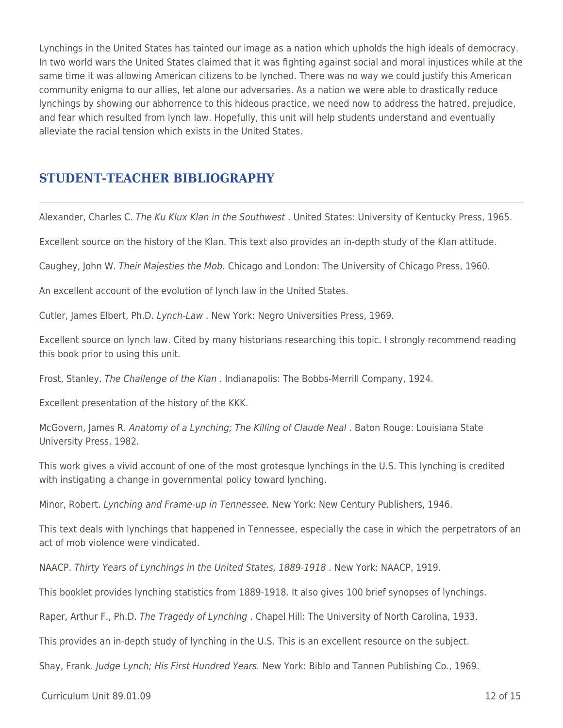Lynchings in the United States has tainted our image as a nation which upholds the high ideals of democracy. In two world wars the United States claimed that it was fighting against social and moral injustices while at the same time it was allowing American citizens to be lynched. There was no way we could justify this American community enigma to our allies, let alone our adversaries. As a nation we were able to drastically reduce lynchings by showing our abhorrence to this hideous practice, we need now to address the hatred, prejudice, and fear which resulted from lynch law. Hopefully, this unit will help students understand and eventually alleviate the racial tension which exists in the United States.

## STUDENT-TEACHER BIBLIOGRAPHY

Alexander, Charles C. *The Ku Klux Klan in the Southwest* . United States: University of Kentucky Press, 1965.

Excellent source on the history of the Klan. This text also provides an in-depth study of the Klan attitude.

Caughey, John W. *Their Majesties the Mob.* Chicago and London: The University of Chicago Press, 1960.

An excellent account of the evolution of lynch law in the United States.

Cutler, James Elbert, Ph.D. *Lynch-Law* . New York: Negro Universities Press, 1969.

Excellent source on lynch law. Cited by many historians researching this topic. I strongly recommend reading this book prior to using this unit.

Frost, Stanley. *The Challenge of the Klan* . Indianapolis: The Bobbs-Merrill Company, 1924.

Excellent presentation of the history of the KKK.

McGovern, James R. *Anatomy of a Lynching; The Killing of Claude Neal* . Baton Rouge: Louisiana State University Press, 1982.

This work gives a vivid account of one of the most grotesque lynchings in the U.S. This lynching is credited with instigating a change in governmental policy toward lynching.

Minor, Robert. *Lynching and Frame-up in Tennessee.* New York: New Century Publishers, 1946.

This text deals with lynchings that happened in Tennessee, especially the case in which the perpetrators of an act of mob violence were vindicated.

NAACP. *Thirty Years of Lynchings in the United States, 1889-1918* . New York: NAACP, 1919.

This booklet provides lynching statistics from 1889-1918. It also gives 100 brief synopses of lynchings.

Raper, Arthur F., Ph.D. *The Tragedy of Lynching* . Chapel Hill: The University of North Carolina, 1933.

This provides an in-depth study of lynching in the U.S. This is an excellent resource on the subject.

Shay, Frank. *Judge Lynch; His First Hundred Years.* New York: Biblo and Tannen Publishing Co., 1969.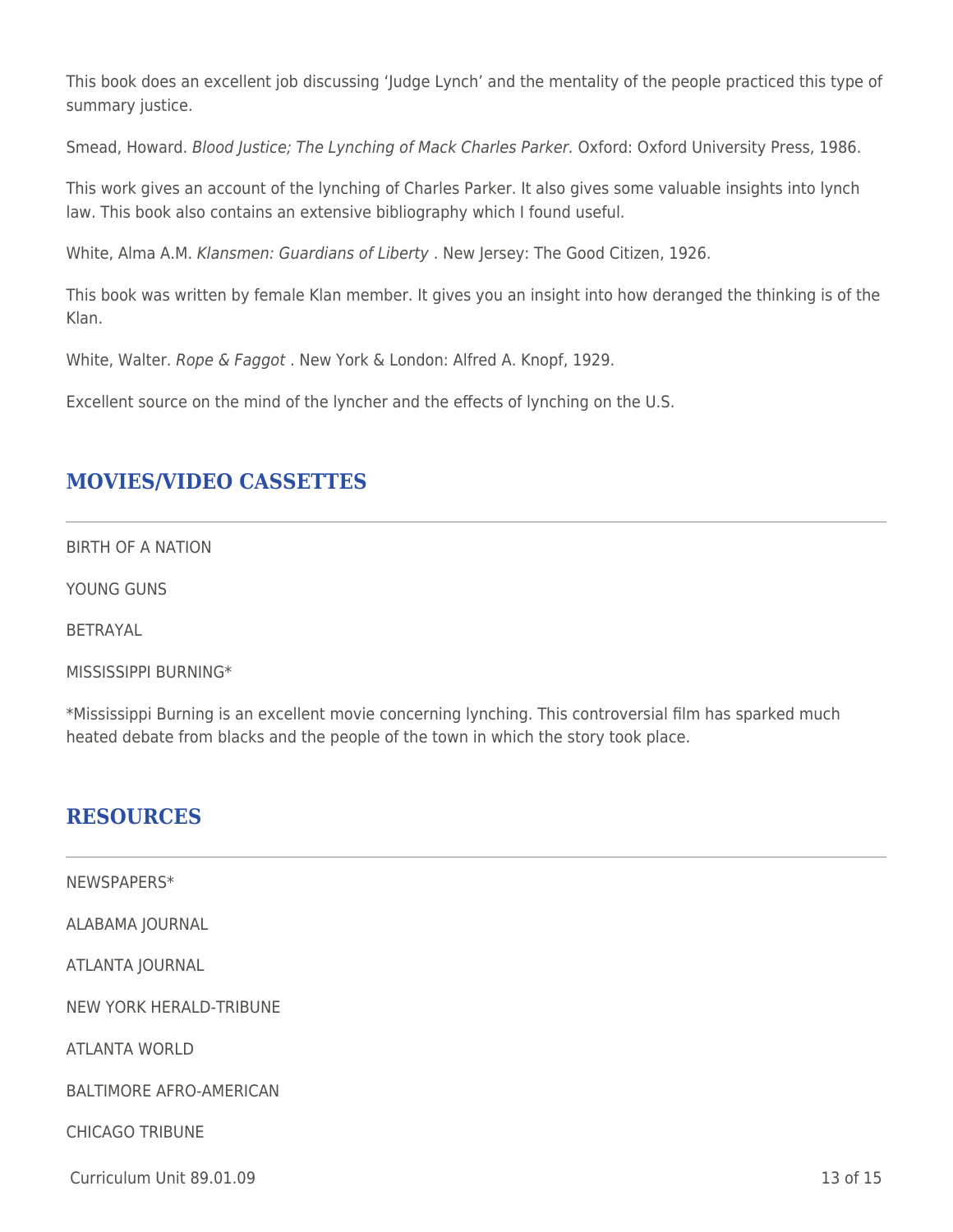This book does an excellent job discussing 'Judge Lynch' and the mentality of the people practiced this type of summary justice.

Smead, Howard. *Blood Justice; The Lynching of Mack Charles Parker.* Oxford: Oxford University Press, 1986.

This work gives an account of the lynching of Charles Parker. It also gives some valuable insights into lynch law. This book also contains an extensive bibliography which I found useful.

White, Alma A.M. *Klansmen: Guardians of Liberty* . New Jersey: The Good Citizen, 1926.

This book was written by female Klan member. It gives you an insight into how deranged the thinking is of the Klan.

White, Walter. *Rope & Faggot* . New York & London: Alfred A. Knopf, 1929.

Excellent source on the mind of the lyncher and the effects of lynching on the U.S.

## MOVIES/VIDEO CASSETTES

BIRTH OF A NATION

YOUNG GUNS

BETRAYAL

MISSISSIPPI BURNING*

*Mississippi Burning is an excellent movie concerning lynching. This controversial film has sparked much heated debate from blacks and the people of the town in which the story took place.

## RESOURCES

NEWSPAPERS*

ALABAMA JOURNAL

ATLANTA JOURNAL

NEW YORK HERALD-TRIBUNE

ATLANTA WORLD

BALTIMORE AFRO-AMERICAN

CHICAGO TRIBUNE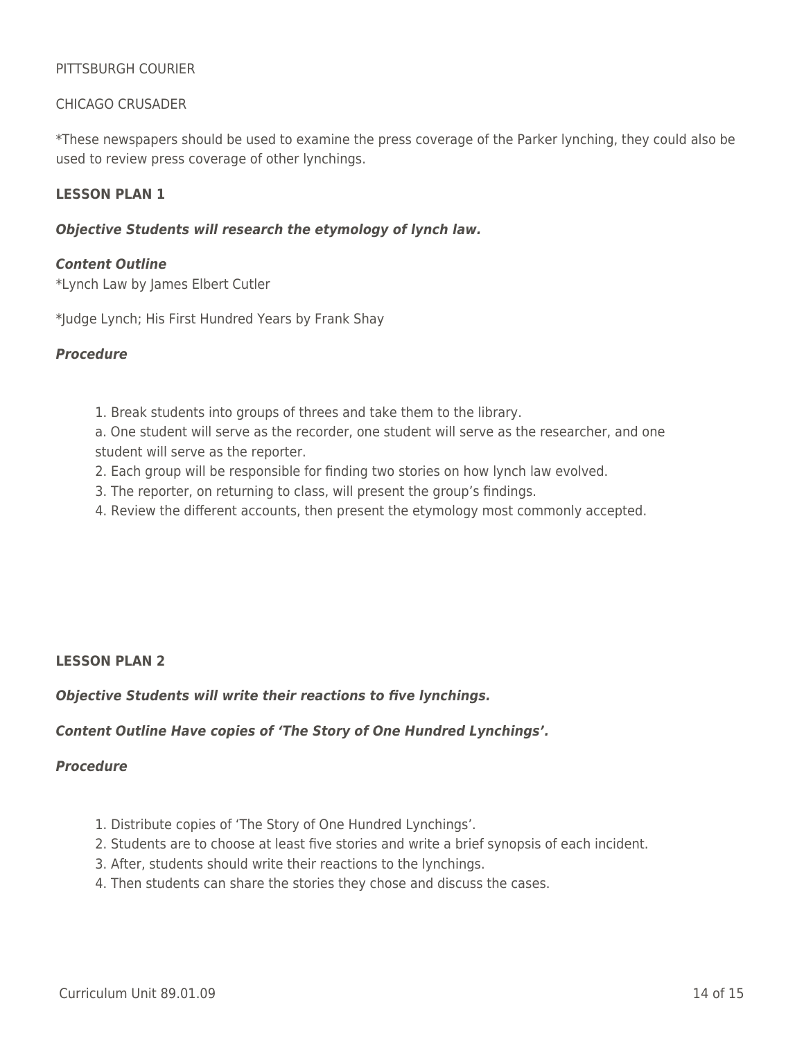PITTSBURGH COURIER

CHICAGO CRUSADER

*These newspapers should be used to examine the press coverage of the Parker lynching, they could also be used to review press coverage of other lynchings.

**LESSON PLAN 1**

***Objective Students will research the etymology of lynch law.***

***Content Outline***
*Lynch Law by James Elbert Cutler

*Judge Lynch; His First Hundred Years by Frank Shay

***Procedure***

1. Break students into groups of threes and take them to the library.
   a. One student will serve as the recorder, one student will serve as the researcher, and one student will serve as the reporter.
2. Each group will be responsible for finding two stories on how lynch law evolved.
3. The reporter, on returning to class, will present the group's findings.
4. Review the different accounts, then present the etymology most commonly accepted.

**LESSON PLAN 2**

***Objective Students will write their reactions to five lynchings.***

***Content Outline Have copies of 'The Story of One Hundred Lynchings'.***

***Procedure***

1. Distribute copies of 'The Story of One Hundred Lynchings'.
2. Students are to choose at least five stories and write a brief synopsis of each incident.
3. After, students should write their reactions to the lynchings.
4. Then students can share the stories they chose and discuss the cases.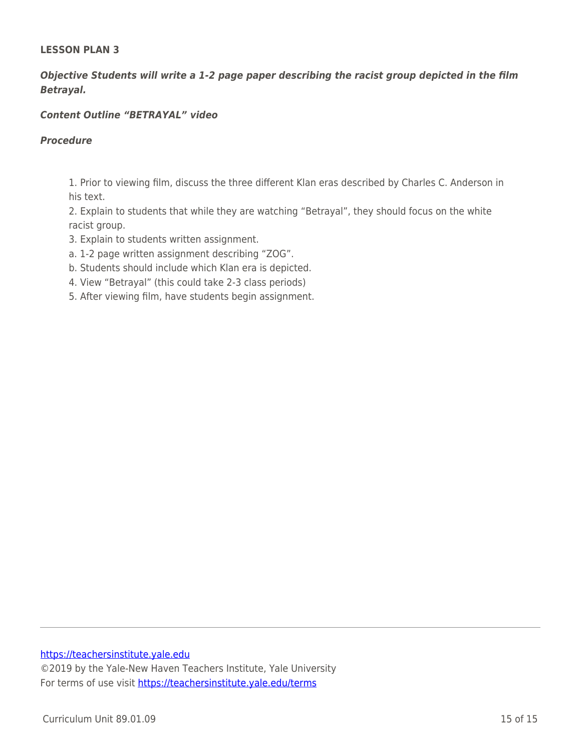**LESSON PLAN 3**

***Objective Students will write a 1-2 page paper describing the racist group depicted in the film Betrayal.***

***Content Outline "BETRAYAL" video***

***Procedure***

1. Prior to viewing film, discuss the three different Klan eras described by Charles C. Anderson in his text.
2. Explain to students that while they are watching "Betrayal", they should focus on the white racist group.
3. Explain to students written assignment.
a. 1-2 page written assignment describing "ZOG".
b. Students should include which Klan era is depicted.
4. View "Betrayal" (this could take 2-3 class periods)
5. After viewing film, have students begin assignment.

https://teachersinstitute.yale.edu
©2019 by the Yale-New Haven Teachers Institute, Yale University
For terms of use visit https://teachersinstitute.yale.edu/terms